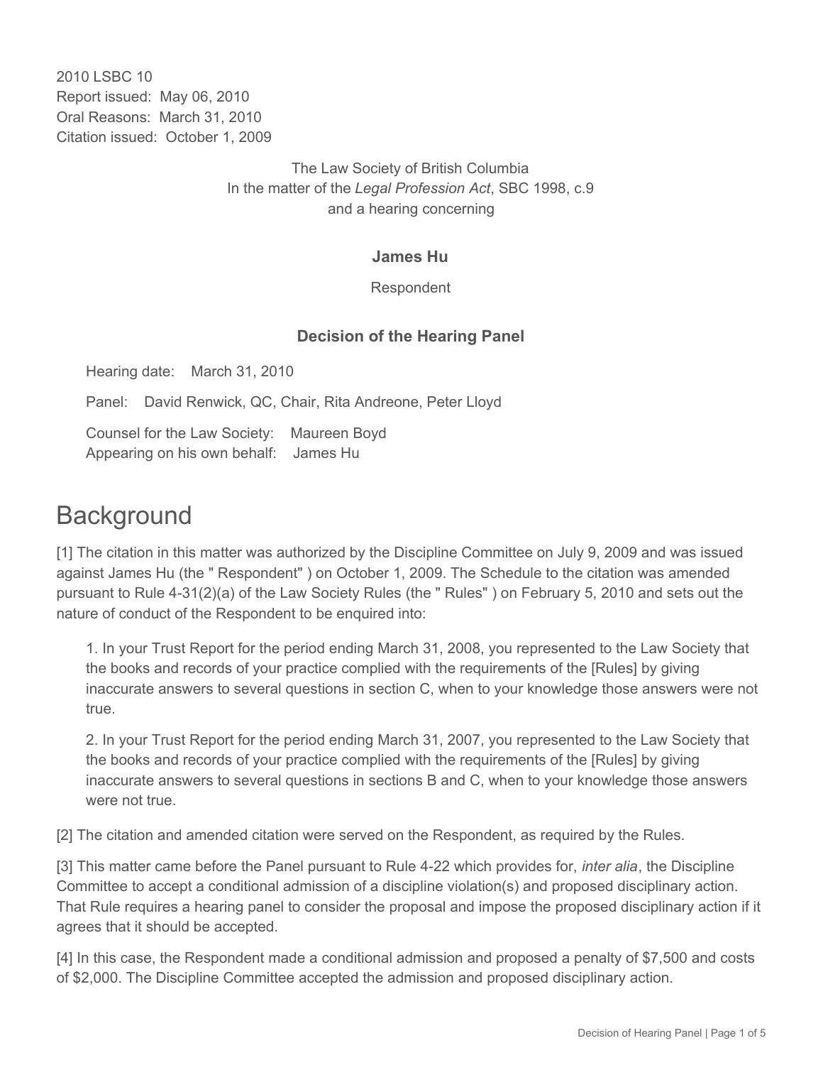2010 LSBC 10
Report issued: May 06, 2010
Oral Reasons: March 31, 2010
Citation issued: October 1, 2009

The Law Society of British Columbia
In the matter of the *Legal Profession Act*, SBC 1998, c.9
and a hearing concerning

**James Hu**

Respondent

**Decision of the Hearing Panel**

Hearing date: March 31, 2010

Panel: David Renwick, QC, Chair, Rita Andreone, Peter Lloyd

Counsel for the Law Society: Maureen Boyd
Appearing on his own behalf: James Hu

# Background

[1] The citation in this matter was authorized by the Discipline Committee on July 9, 2009 and was issued against James Hu (the " Respondent" ) on October 1, 2009. The Schedule to the citation was amended pursuant to Rule 4-31(2)(a) of the Law Society Rules (the " Rules" ) on February 5, 2010 and sets out the nature of conduct of the Respondent to be enquired into:

> 1. In your Trust Report for the period ending March 31, 2008, you represented to the Law Society that the books and records of your practice complied with the requirements of the [Rules] by giving inaccurate answers to several questions in section C, when to your knowledge those answers were not true.
>
> 2. In your Trust Report for the period ending March 31, 2007, you represented to the Law Society that the books and records of your practice complied with the requirements of the [Rules] by giving inaccurate answers to several questions in sections B and C, when to your knowledge those answers were not true.

[2] The citation and amended citation were served on the Respondent, as required by the Rules.

[3] This matter came before the Panel pursuant to Rule 4-22 which provides for, *inter alia*, the Discipline Committee to accept a conditional admission of a discipline violation(s) and proposed disciplinary action. That Rule requires a hearing panel to consider the proposal and impose the proposed disciplinary action if it agrees that it should be accepted.

[4] In this case, the Respondent made a conditional admission and proposed a penalty of $7,500 and costs of $2,000. The Discipline Committee accepted the admission and proposed disciplinary action.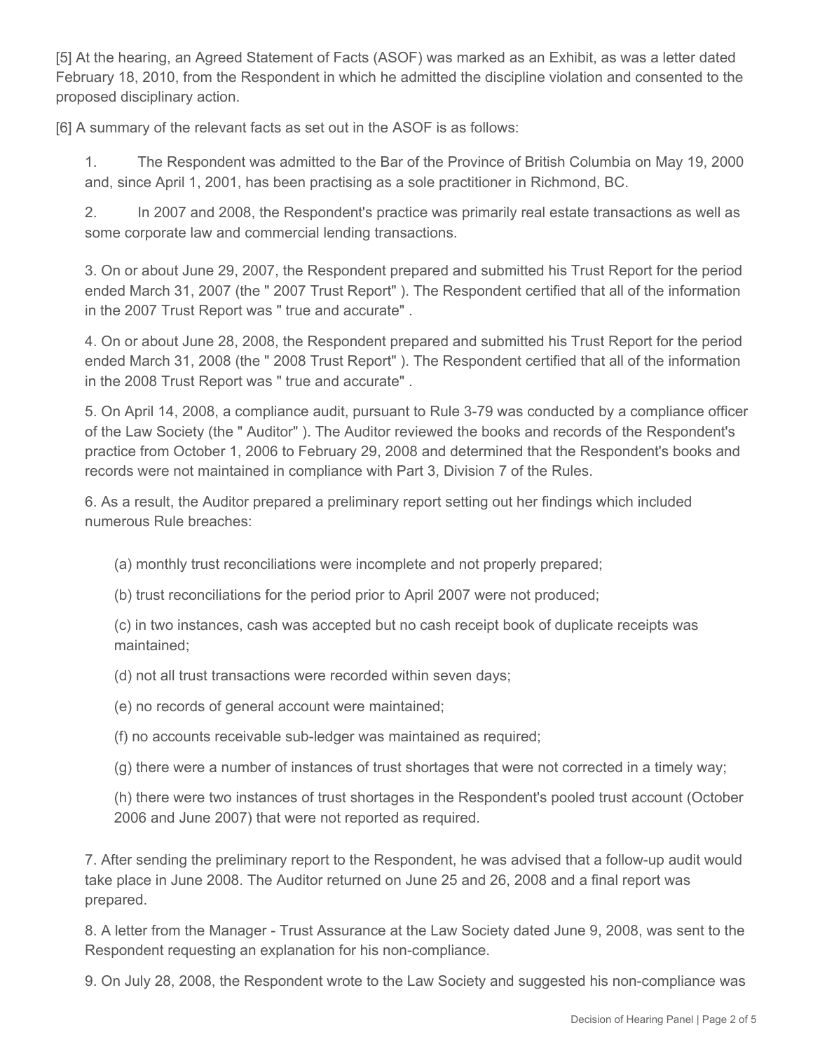[5] At the hearing, an Agreed Statement of Facts (ASOF) was marked as an Exhibit, as was a letter dated February 18, 2010, from the Respondent in which he admitted the discipline violation and consented to the proposed disciplinary action.

[6] A summary of the relevant facts as set out in the ASOF is as follows:

1. The Respondent was admitted to the Bar of the Province of British Columbia on May 19, 2000 and, since April 1, 2001, has been practising as a sole practitioner in Richmond, BC.

2. In 2007 and 2008, the Respondent's practice was primarily real estate transactions as well as some corporate law and commercial lending transactions.

3. On or about June 29, 2007, the Respondent prepared and submitted his Trust Report for the period ended March 31, 2007 (the " 2007 Trust Report" ). The Respondent certified that all of the information in the 2007 Trust Report was " true and accurate" .

4. On or about June 28, 2008, the Respondent prepared and submitted his Trust Report for the period ended March 31, 2008 (the " 2008 Trust Report" ). The Respondent certified that all of the information in the 2008 Trust Report was " true and accurate" .

5. On April 14, 2008, a compliance audit, pursuant to Rule 3-79 was conducted by a compliance officer of the Law Society (the " Auditor" ). The Auditor reviewed the books and records of the Respondent's practice from October 1, 2006 to February 29, 2008 and determined that the Respondent's books and records were not maintained in compliance with Part 3, Division 7 of the Rules.

6. As a result, the Auditor prepared a preliminary report setting out her findings which included numerous Rule breaches:

(a) monthly trust reconciliations were incomplete and not properly prepared;

(b) trust reconciliations for the period prior to April 2007 were not produced;

(c) in two instances, cash was accepted but no cash receipt book of duplicate receipts was maintained;

(d) not all trust transactions were recorded within seven days;

(e) no records of general account were maintained;

(f) no accounts receivable sub-ledger was maintained as required;

(g) there were a number of instances of trust shortages that were not corrected in a timely way;

(h) there were two instances of trust shortages in the Respondent's pooled trust account (October 2006 and June 2007) that were not reported as required.

7. After sending the preliminary report to the Respondent, he was advised that a follow-up audit would take place in June 2008. The Auditor returned on June 25 and 26, 2008 and a final report was prepared.

8. A letter from the Manager - Trust Assurance at the Law Society dated June 9, 2008, was sent to the Respondent requesting an explanation for his non-compliance.

9. On July 28, 2008, the Respondent wrote to the Law Society and suggested his non-compliance was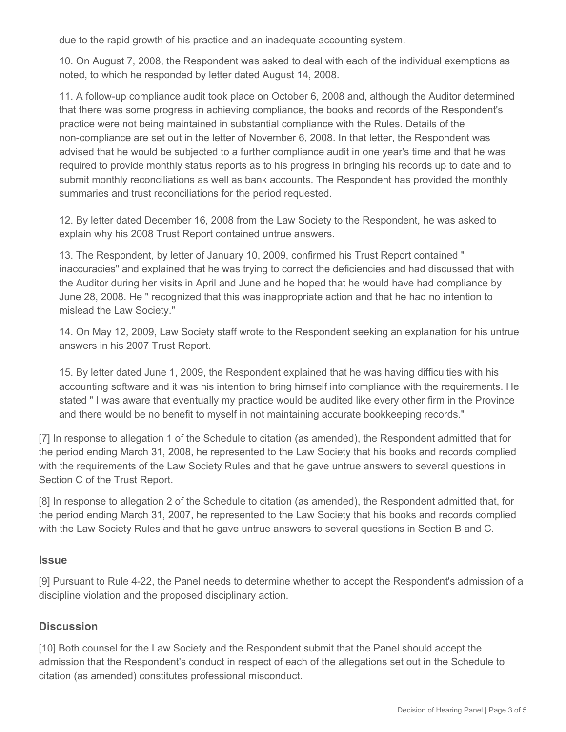due to the rapid growth of his practice and an inadequate accounting system.

10. On August 7, 2008, the Respondent was asked to deal with each of the individual exemptions as noted, to which he responded by letter dated August 14, 2008.

11. A follow-up compliance audit took place on October 6, 2008 and, although the Auditor determined that there was some progress in achieving compliance, the books and records of the Respondent's practice were not being maintained in substantial compliance with the Rules. Details of the non-compliance are set out in the letter of November 6, 2008. In that letter, the Respondent was advised that he would be subjected to a further compliance audit in one year's time and that he was required to provide monthly status reports as to his progress in bringing his records up to date and to submit monthly reconciliations as well as bank accounts. The Respondent has provided the monthly summaries and trust reconciliations for the period requested.

12. By letter dated December 16, 2008 from the Law Society to the Respondent, he was asked to explain why his 2008 Trust Report contained untrue answers.

13. The Respondent, by letter of January 10, 2009, confirmed his Trust Report contained " inaccuracies" and explained that he was trying to correct the deficiencies and had discussed that with the Auditor during her visits in April and June and he hoped that he would have had compliance by June 28, 2008. He " recognized that this was inappropriate action and that he had no intention to mislead the Law Society."

14. On May 12, 2009, Law Society staff wrote to the Respondent seeking an explanation for his untrue answers in his 2007 Trust Report.

15. By letter dated June 1, 2009, the Respondent explained that he was having difficulties with his accounting software and it was his intention to bring himself into compliance with the requirements. He stated " I was aware that eventually my practice would be audited like every other firm in the Province and there would be no benefit to myself in not maintaining accurate bookkeeping records."

[7] In response to allegation 1 of the Schedule to citation (as amended), the Respondent admitted that for the period ending March 31, 2008, he represented to the Law Society that his books and records complied with the requirements of the Law Society Rules and that he gave untrue answers to several questions in Section C of the Trust Report.

[8] In response to allegation 2 of the Schedule to citation (as amended), the Respondent admitted that, for the period ending March 31, 2007, he represented to the Law Society that his books and records complied with the Law Society Rules and that he gave untrue answers to several questions in Section B and C.

## Issue

[9] Pursuant to Rule 4-22, the Panel needs to determine whether to accept the Respondent's admission of a discipline violation and the proposed disciplinary action.

## Discussion

[10] Both counsel for the Law Society and the Respondent submit that the Panel should accept the admission that the Respondent's conduct in respect of each of the allegations set out in the Schedule to citation (as amended) constitutes professional misconduct.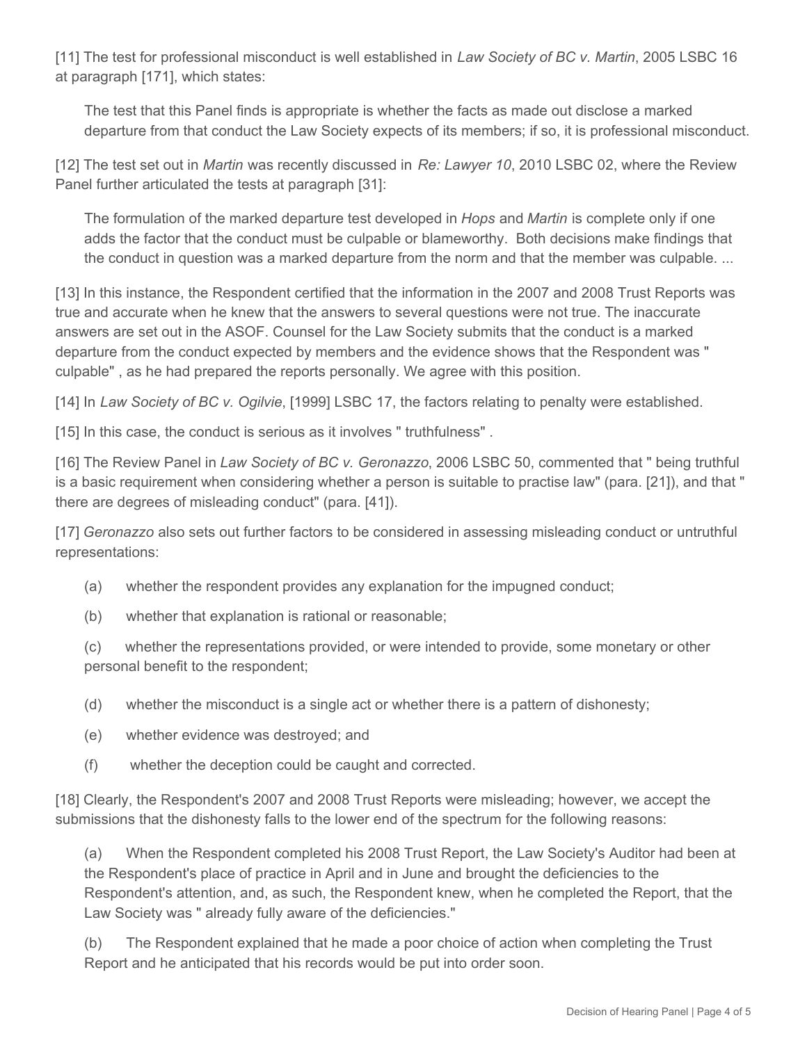[11] The test for professional misconduct is well established in *Law Society of BC v. Martin*, 2005 LSBC 16 at paragraph [171], which states:

> The test that this Panel finds is appropriate is whether the facts as made out disclose a marked departure from that conduct the Law Society expects of its members; if so, it is professional misconduct.

[12] The test set out in *Martin* was recently discussed in *Re: Lawyer 10*, 2010 LSBC 02, where the Review Panel further articulated the tests at paragraph [31]:

> The formulation of the marked departure test developed in *Hops* and *Martin* is complete only if one adds the factor that the conduct must be culpable or blameworthy. Both decisions make findings that the conduct in question was a marked departure from the norm and that the member was culpable. ...

[13] In this instance, the Respondent certified that the information in the 2007 and 2008 Trust Reports was true and accurate when he knew that the answers to several questions were not true. The inaccurate answers are set out in the ASOF. Counsel for the Law Society submits that the conduct is a marked departure from the conduct expected by members and the evidence shows that the Respondent was " culpable" , as he had prepared the reports personally. We agree with this position.

[14] In *Law Society of BC v. Ogilvie*, [1999] LSBC 17, the factors relating to penalty were established.

[15] In this case, the conduct is serious as it involves " truthfulness" .

[16] The Review Panel in *Law Society of BC v. Geronazzo*, 2006 LSBC 50, commented that " being truthful is a basic requirement when considering whether a person is suitable to practise law" (para. [21]), and that " there are degrees of misleading conduct" (para. [41]).

[17] *Geronazzo* also sets out further factors to be considered in assessing misleading conduct or untruthful representations:

> (a) whether the respondent provides any explanation for the impugned conduct;
>
> (b) whether that explanation is rational or reasonable;
>
> (c) whether the representations provided, or were intended to provide, some monetary or other personal benefit to the respondent;
>
> (d) whether the misconduct is a single act or whether there is a pattern of dishonesty;
>
> (e) whether evidence was destroyed; and
>
> (f) whether the deception could be caught and corrected.

[18] Clearly, the Respondent's 2007 and 2008 Trust Reports were misleading; however, we accept the submissions that the dishonesty falls to the lower end of the spectrum for the following reasons:

> (a) When the Respondent completed his 2008 Trust Report, the Law Society's Auditor had been at the Respondent's place of practice in April and in June and brought the deficiencies to the Respondent's attention, and, as such, the Respondent knew, when he completed the Report, that the Law Society was " already fully aware of the deficiencies."
>
> (b) The Respondent explained that he made a poor choice of action when completing the Trust Report and he anticipated that his records would be put into order soon.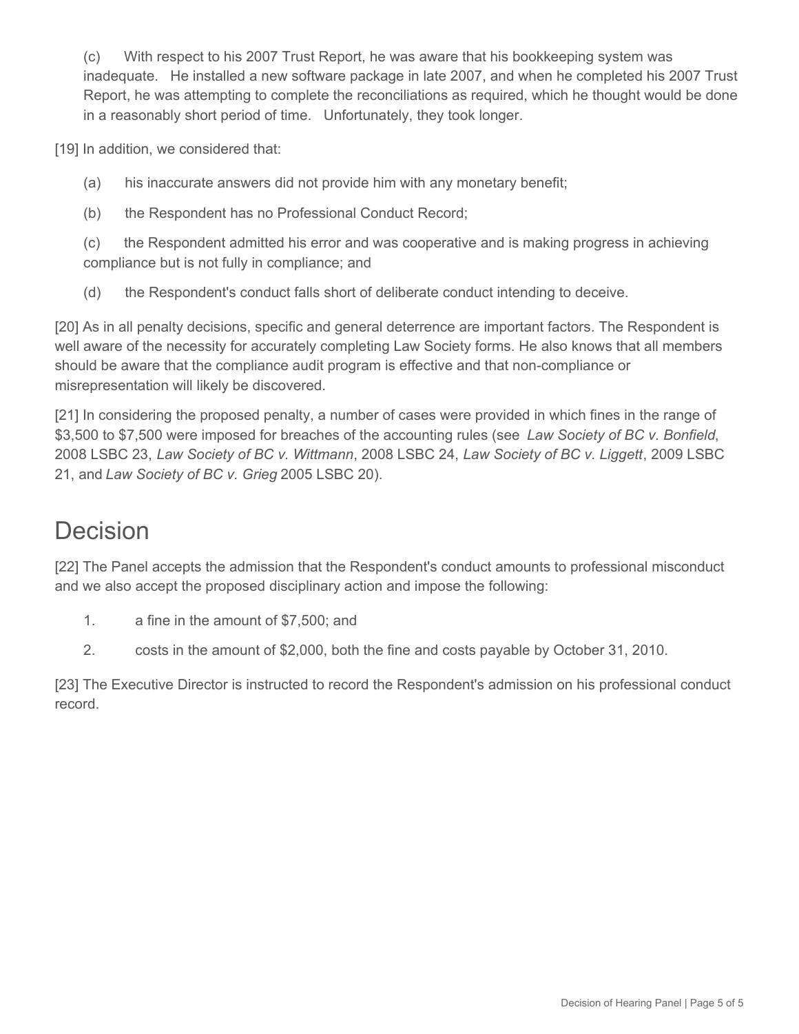(c) With respect to his 2007 Trust Report, he was aware that his bookkeeping system was inadequate. He installed a new software package in late 2007, and when he completed his 2007 Trust Report, he was attempting to complete the reconciliations as required, which he thought would be done in a reasonably short period of time. Unfortunately, they took longer.

[19] In addition, we considered that:

(a) his inaccurate answers did not provide him with any monetary benefit;

(b) the Respondent has no Professional Conduct Record;

(c) the Respondent admitted his error and was cooperative and is making progress in achieving compliance but is not fully in compliance; and

(d) the Respondent's conduct falls short of deliberate conduct intending to deceive.

[20] As in all penalty decisions, specific and general deterrence are important factors. The Respondent is well aware of the necessity for accurately completing Law Society forms. He also knows that all members should be aware that the compliance audit program is effective and that non-compliance or misrepresentation will likely be discovered.

[21] In considering the proposed penalty, a number of cases were provided in which fines in the range of $3,500 to $7,500 were imposed for breaches of the accounting rules (see *Law Society of BC v. Bonfield*, 2008 LSBC 23, *Law Society of BC v. Wittmann*, 2008 LSBC 24, *Law Society of BC v. Liggett*, 2009 LSBC 21, and *Law Society of BC v. Grieg* 2005 LSBC 20).

# Decision

[22] The Panel accepts the admission that the Respondent's conduct amounts to professional misconduct and we also accept the proposed disciplinary action and impose the following:

1. a fine in the amount of $7,500; and
2. costs in the amount of $2,000, both the fine and costs payable by October 31, 2010.

[23] The Executive Director is instructed to record the Respondent's admission on his professional conduct record.